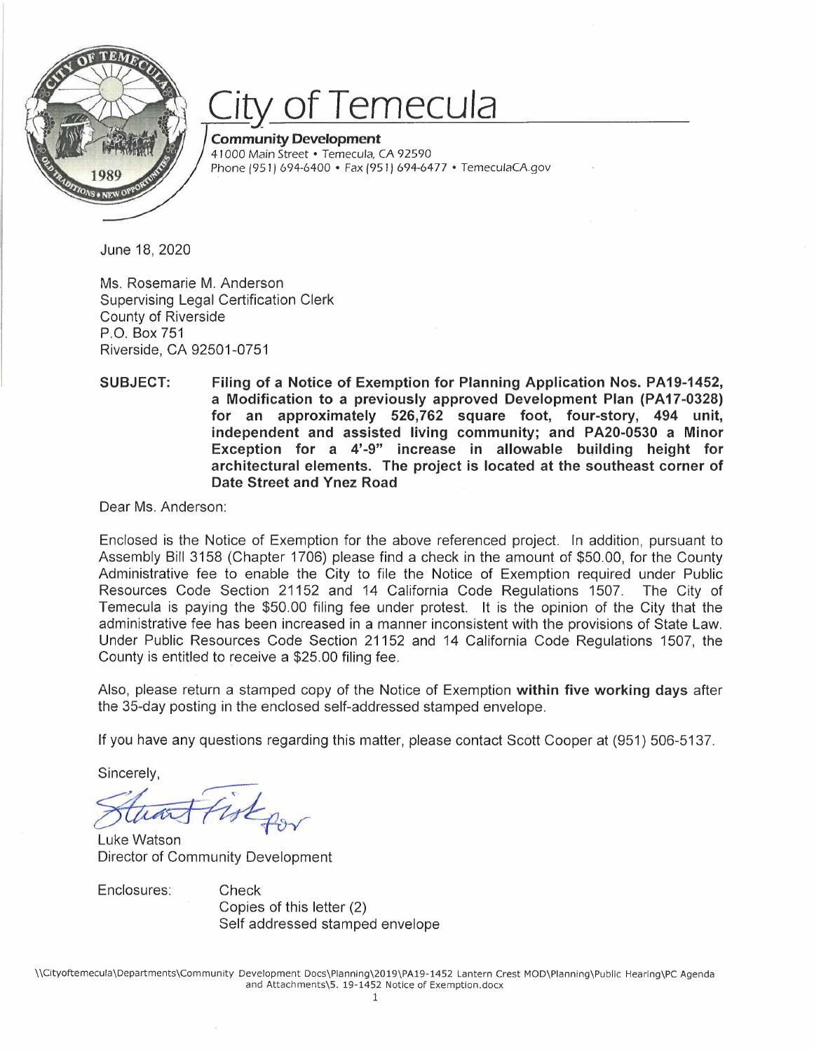# City of Temecula

**Community Development**
41000 Main Street • Temecula, CA 92590
Phone (951) 694-6400 • Fax (951) 694-6477 • TemeculaCA.gov

June 18, 2020

Ms. Rosemarie M. Anderson
Supervising Legal Certification Clerk
County of Riverside
P.O. Box 751
Riverside, CA 92501-0751

**SUBJECT: Filing of a Notice of Exemption for Planning Application Nos. PA19-1452, a Modification to a previously approved Development Plan (PA17-0328) for an approximately 526,762 square foot, four-story, 494 unit, independent and assisted living community; and PA20-0530 a Minor Exception for a 4'-9" increase in allowable building height for architectural elements. The project is located at the southeast corner of Date Street and Ynez Road**

Dear Ms. Anderson:

Enclosed is the Notice of Exemption for the above referenced project. In addition, pursuant to Assembly Bill 3158 (Chapter 1706) please find a check in the amount of $50.00, for the County Administrative fee to enable the City to file the Notice of Exemption required under Public Resources Code Section 21152 and 14 California Code Regulations 1507. The City of Temecula is paying the $50.00 filing fee under protest. It is the opinion of the City that the administrative fee has been increased in a manner inconsistent with the provisions of State Law. Under Public Resources Code Section 21152 and 14 California Code Regulations 1507, the County is entitled to receive a $25.00 filing fee.

Also, please return a stamped copy of the Notice of Exemption **within five working days** after the 35-day posting in the enclosed self-addressed stamped envelope.

If you have any questions regarding this matter, please contact Scott Cooper at (951) 506-5137.

Sincerely,

Stuart Fisk for

Luke Watson
Director of Community Development

Enclosures:
- Check
- Copies of this letter (2)
- Self addressed stamped envelope

\\Cityoftemecula\Departments\Community Development Docs\Planning\2019\PA19-1452 Lantern Crest MOD\Planning\Public Hearing\PC Agenda and Attachments\5. 19-1452 Notice of Exemption.docx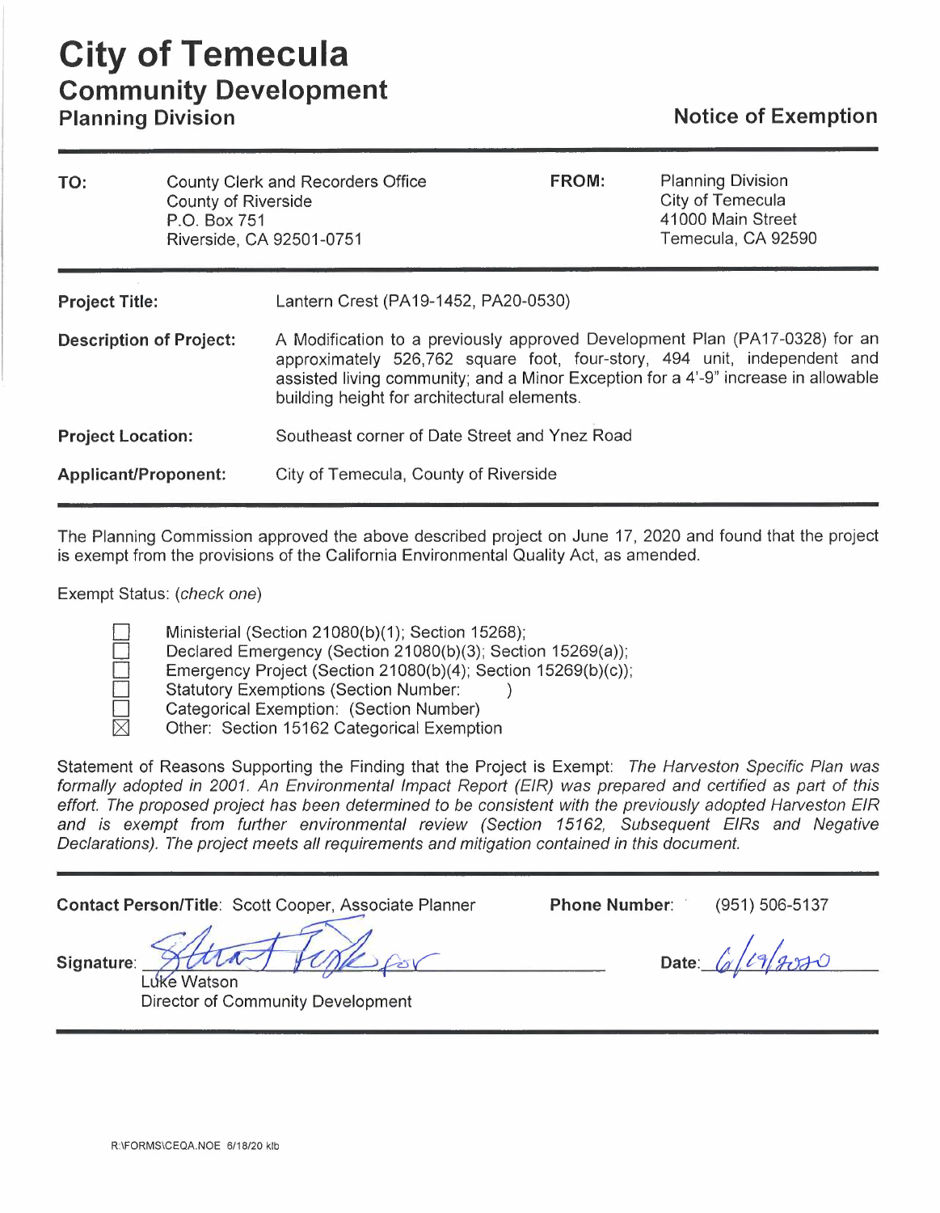# City of Temecula

## Community Development

### Planning Division

### Notice of Exemption

| | | | |
|---|---|---|---|
| **TO:** | County Clerk and Recorders Office<br>County of Riverside<br>P.O. Box 751<br>Riverside, CA 92501-0751 | **FROM:** | Planning Division<br>City of Temecula<br>41000 Main Street<br>Temecula, CA 92590 |

| | |
|---|---|
| **Project Title:** | Lantern Crest (PA19-1452, PA20-0530) |
| **Description of Project:** | A Modification to a previously approved Development Plan (PA17-0328) for an approximately 526,762 square foot, four-story, 494 unit, independent and assisted living community; and a Minor Exception for a 4'-9" increase in allowable building height for architectural elements. |
| **Project Location:** | Southeast corner of Date Street and Ynez Road |
| **Applicant/Proponent:** | City of Temecula, County of Riverside |

The Planning Commission approved the above described project on June 17, 2020 and found that the project is exempt from the provisions of the California Environmental Quality Act, as amended.

Exempt Status: (*check one*)

- ☐ Ministerial (Section 21080(b)(1); Section 15268);
- ☐ Declared Emergency (Section 21080(b)(3); Section 15269(a));
- ☐ Emergency Project (Section 21080(b)(4); Section 15269(b)(c));
- ☐ Statutory Exemptions (Section Number: )
- ☐ Categorical Exemption: (Section Number)
- ☒ Other: Section 15162 Categorical Exemption

Statement of Reasons Supporting the Finding that the Project is Exempt: *The Harveston Specific Plan was formally adopted in 2001. An Environmental Impact Report (EIR) was prepared and certified as part of this effort. The proposed project has been determined to be consistent with the previously adopted Harveston EIR and is exempt from further environmental review (Section 15162, Subsequent EIRs and Negative Declarations). The project meets all requirements and mitigation contained in this document.*

**Contact Person/Title:** Scott Cooper, Associate Planner **Phone Number:** (951) 506-5137

**Signature:** ~~[signature]~~ for
Luke Watson
Director of Community Development

**Date:** 6/19/2020

R:\FORMS\CEQA.NOE 6/18/20 klb